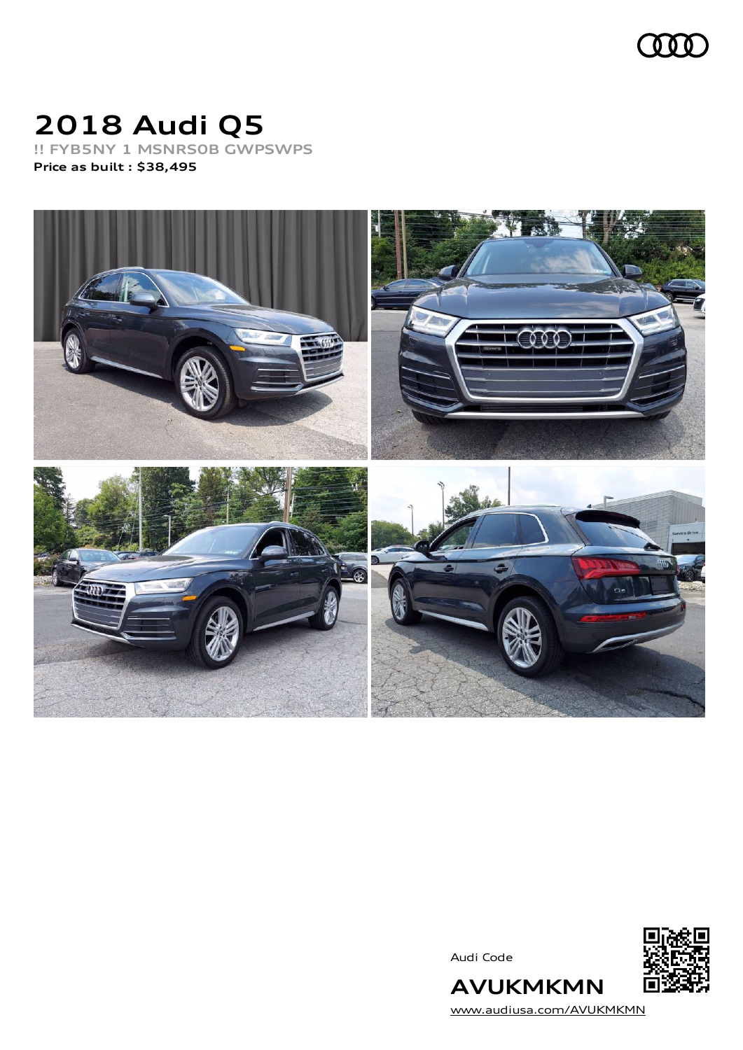# 2018 Audi Q5

!! FYB5NY 1 MSNRS0B GWPSWPS

**Price as built : $38,495**

Audi Code

**AVUKMKMN**

www.audiusa.com/AVUKMKMN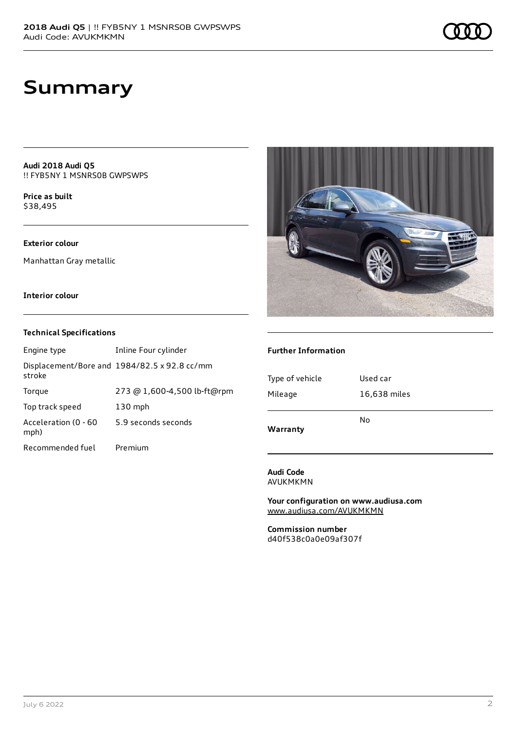# Summary

**Audi 2018 Audi Q5**
!! FYB5NY 1 MSNRS0B GWPSWPS

**Price as built**
$38,495

**Exterior colour**

Manhattan Gray metallic

**Interior colour**

### Technical Specifications

| | |
|---|---|
| Engine type | Inline Four cylinder |
| Displacement/Bore and stroke | 1984/82.5 x 92.8 cc/mm |
| Torque | 273 @ 1,600-4,500 lb-ft@rpm |
| Top track speed | 130 mph |
| Acceleration (0 - 60 mph) | 5.9 seconds seconds |
| Recommended fuel | Premium |

### Further Information

| | |
|---|---|
| Type of vehicle | Used car |
| Mileage | 16,638 miles |
| **Warranty** | No |

**Audi Code**
AVUKMKMN

**Your configuration on www.audiusa.com**
www.audiusa.com/AVUKMKMN

**Commission number**
d40f538c0a0e09af307f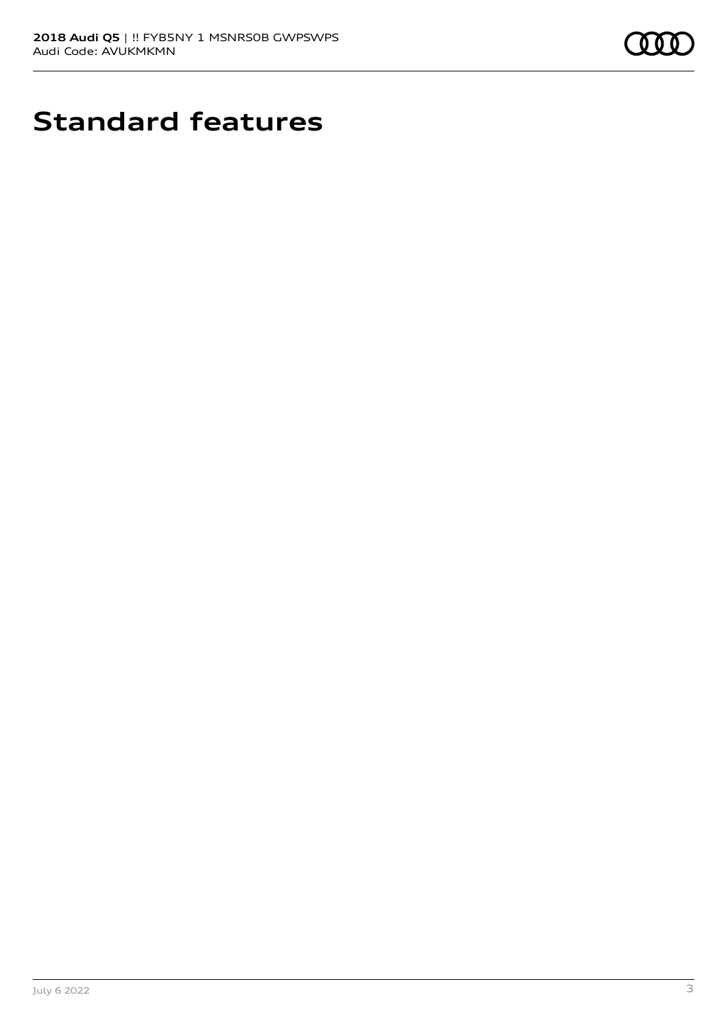# Standard features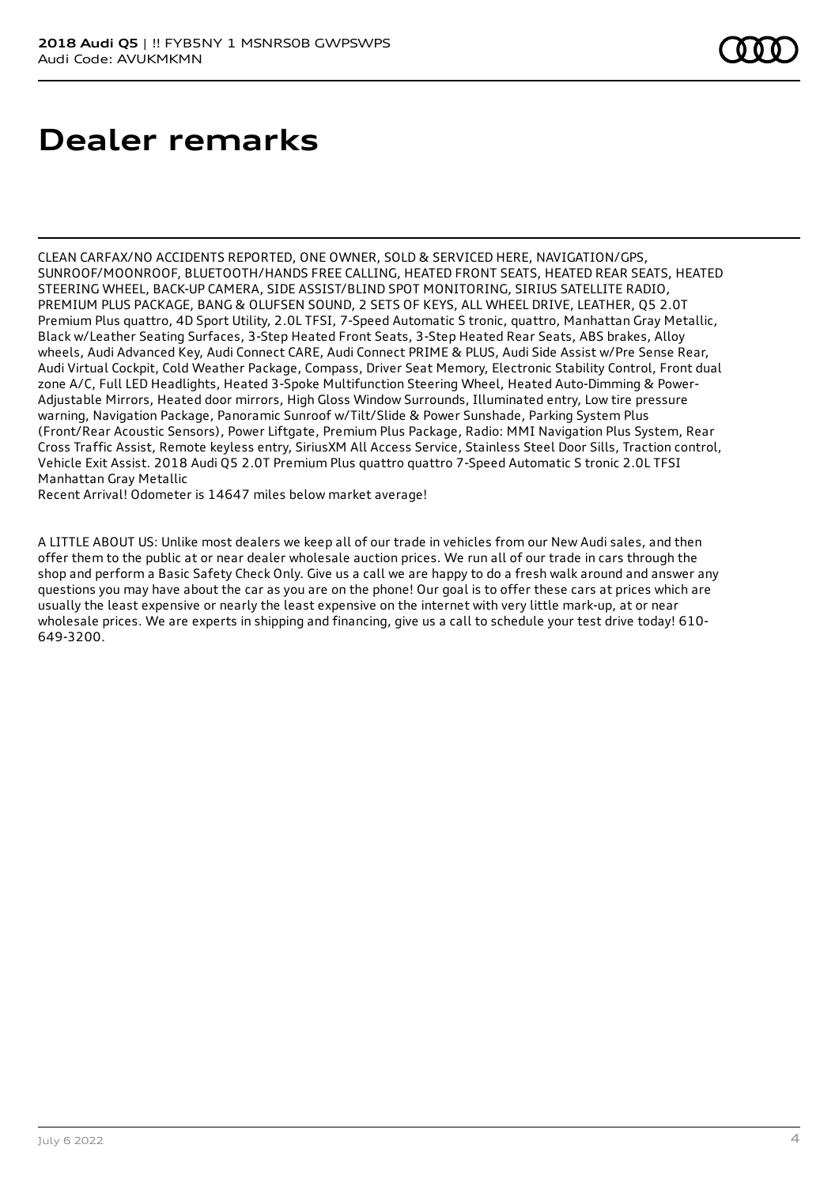# Dealer remarks

CLEAN CARFAX/NO ACCIDENTS REPORTED, ONE OWNER, SOLD & SERVICED HERE, NAVIGATION/GPS, SUNROOF/MOONROOF, BLUETOOTH/HANDS FREE CALLING, HEATED FRONT SEATS, HEATED REAR SEATS, HEATED STEERING WHEEL, BACK-UP CAMERA, SIDE ASSIST/BLIND SPOT MONITORING, SIRIUS SATELLITE RADIO, PREMIUM PLUS PACKAGE, BANG & OLUFSEN SOUND, 2 SETS OF KEYS, ALL WHEEL DRIVE, LEATHER, Q5 2.0T Premium Plus quattro, 4D Sport Utility, 2.0L TFSI, 7-Speed Automatic S tronic, quattro, Manhattan Gray Metallic, Black w/Leather Seating Surfaces, 3-Step Heated Front Seats, 3-Step Heated Rear Seats, ABS brakes, Alloy wheels, Audi Advanced Key, Audi Connect CARE, Audi Connect PRIME & PLUS, Audi Side Assist w/Pre Sense Rear, Audi Virtual Cockpit, Cold Weather Package, Compass, Driver Seat Memory, Electronic Stability Control, Front dual zone A/C, Full LED Headlights, Heated 3-Spoke Multifunction Steering Wheel, Heated Auto-Dimming & Power-Adjustable Mirrors, Heated door mirrors, High Gloss Window Surrounds, Illuminated entry, Low tire pressure warning, Navigation Package, Panoramic Sunroof w/Tilt/Slide & Power Sunshade, Parking System Plus (Front/Rear Acoustic Sensors), Power Liftgate, Premium Plus Package, Radio: MMI Navigation Plus System, Rear Cross Traffic Assist, Remote keyless entry, SiriusXM All Access Service, Stainless Steel Door Sills, Traction control, Vehicle Exit Assist. 2018 Audi Q5 2.0T Premium Plus quattro quattro 7-Speed Automatic S tronic 2.0L TFSI Manhattan Gray Metallic
Recent Arrival! Odometer is 14647 miles below market average!

A LITTLE ABOUT US: Unlike most dealers we keep all of our trade in vehicles from our New Audi sales, and then offer them to the public at or near dealer wholesale auction prices. We run all of our trade in cars through the shop and perform a Basic Safety Check Only. Give us a call we are happy to do a fresh walk around and answer any questions you may have about the car as you are on the phone! Our goal is to offer these cars at prices which are usually the least expensive or nearly the least expensive on the internet with very little mark-up, at or near wholesale prices. We are experts in shipping and financing, give us a call to schedule your test drive today! 610-649-3200.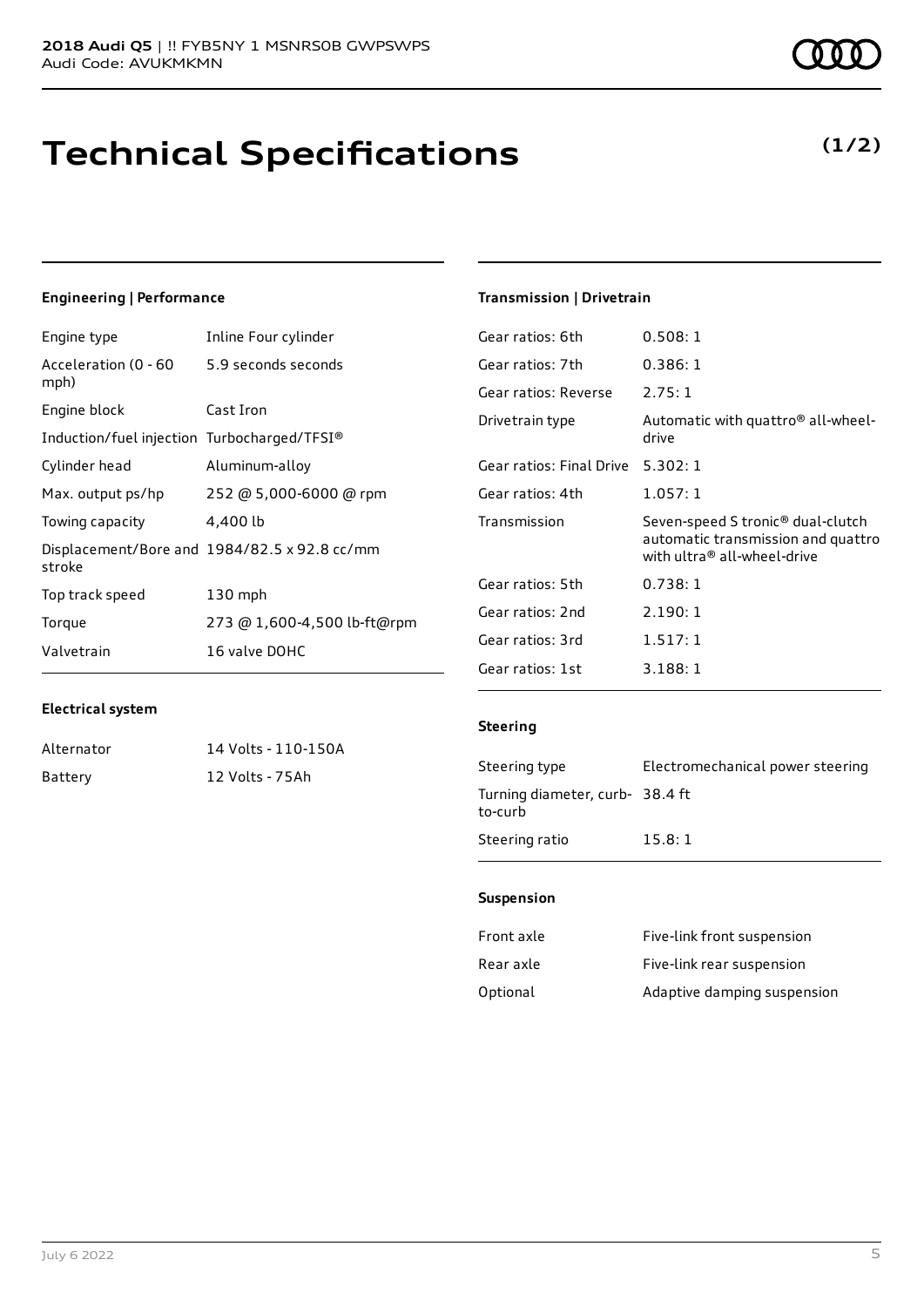# Technical Specifications

**(1/2)**

### Engineering | Performance

| | |
|---|---|
| Engine type | Inline Four cylinder |
| Acceleration (0 - 60 mph) | 5.9 seconds seconds |
| Engine block | Cast Iron |
| Induction/fuel injection | Turbocharged/TFSI® |
| Cylinder head | Aluminum-alloy |
| Max. output ps/hp | 252 @ 5,000-6000 @ rpm |
| Towing capacity | 4,400 lb |
| Displacement/Bore and stroke | 1984/82.5 x 92.8 cc/mm |
| Top track speed | 130 mph |
| Torque | 273 @ 1,600-4,500 lb-ft@rpm |
| Valvetrain | 16 valve DOHC |

### Electrical system

| | |
|---|---|
| Alternator | 14 Volts - 110-150A |
| Battery | 12 Volts - 75Ah |

### Transmission | Drivetrain

| | |
|---|---|
| Gear ratios: 6th | 0.508: 1 |
| Gear ratios: 7th | 0.386: 1 |
| Gear ratios: Reverse | 2.75: 1 |
| Drivetrain type | Automatic with quattro® all-wheel-drive |
| Gear ratios: Final Drive | 5.302: 1 |
| Gear ratios: 4th | 1.057: 1 |
| Transmission | Seven-speed S tronic® dual-clutch automatic transmission and quattro with ultra® all-wheel-drive |
| Gear ratios: 5th | 0.738: 1 |
| Gear ratios: 2nd | 2.190: 1 |
| Gear ratios: 3rd | 1.517: 1 |
| Gear ratios: 1st | 3.188: 1 |

### Steering

| | |
|---|---|
| Steering type | Electromechanical power steering |
| Turning diameter, curb-to-curb | 38.4 ft |
| Steering ratio | 15.8: 1 |

### Suspension

| | |
|---|---|
| Front axle | Five-link front suspension |
| Rear axle | Five-link rear suspension |
| Optional | Adaptive damping suspension |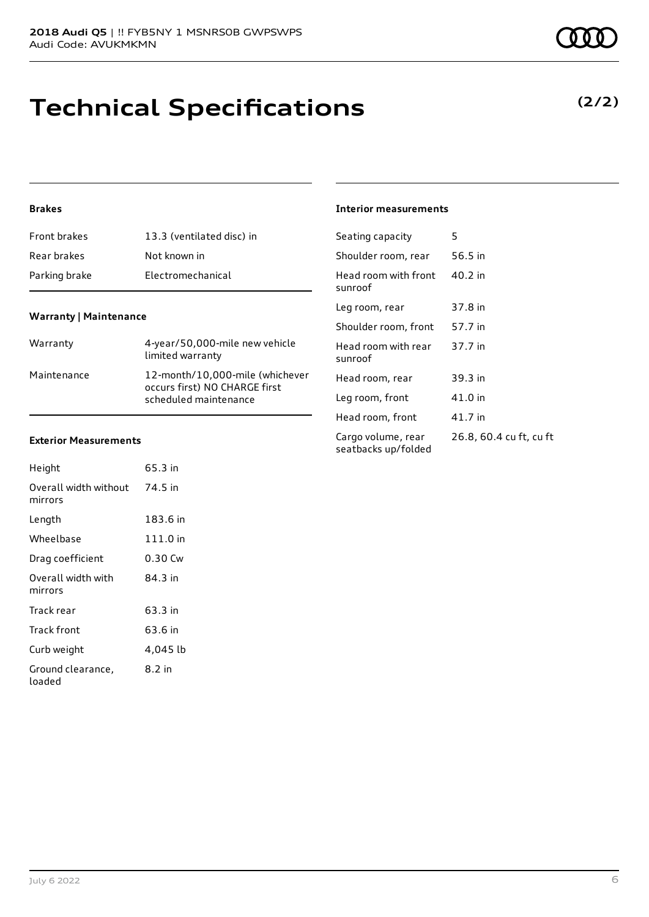# Technical Specifications

**(2/2)**

### Brakes

| | |
|---|---|
| Front brakes | 13.3 (ventilated disc) in |
| Rear brakes | Not known in |
| Parking brake | Electromechanical |

### Warranty | Maintenance

| | |
|---|---|
| Warranty | 4-year/50,000-mile new vehicle limited warranty |
| Maintenance | 12-month/10,000-mile (whichever occurs first) NO CHARGE first scheduled maintenance |

### Exterior Measurements

| | |
|---|---|
| Height | 65.3 in |
| Overall width without mirrors | 74.5 in |
| Length | 183.6 in |
| Wheelbase | 111.0 in |
| Drag coefficient | 0.30 Cw |
| Overall width with mirrors | 84.3 in |
| Track rear | 63.3 in |
| Track front | 63.6 in |
| Curb weight | 4,045 lb |
| Ground clearance, loaded | 8.2 in |

### Interior measurements

| | |
|---|---|
| Seating capacity | 5 |
| Shoulder room, rear | 56.5 in |
| Head room with front sunroof | 40.2 in |
| Leg room, rear | 37.8 in |
| Shoulder room, front | 57.7 in |
| Head room with rear sunroof | 37.7 in |
| Head room, rear | 39.3 in |
| Leg room, front | 41.0 in |
| Head room, front | 41.7 in |
| Cargo volume, rear seatbacks up/folded | 26.8, 60.4 cu ft, cu ft |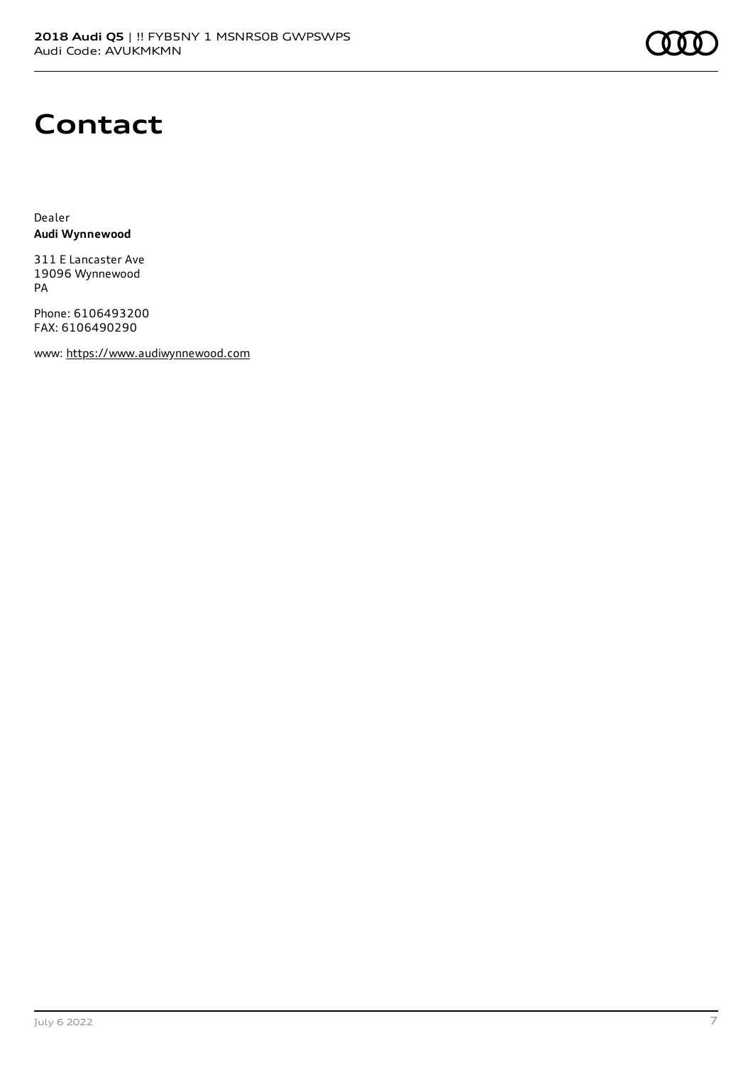# Contact

Dealer
**Audi Wynnewood**

311 E Lancaster Ave
19096 Wynnewood
PA

Phone: 6106493200
FAX: 6106490290

www: https://www.audiwynnewood.com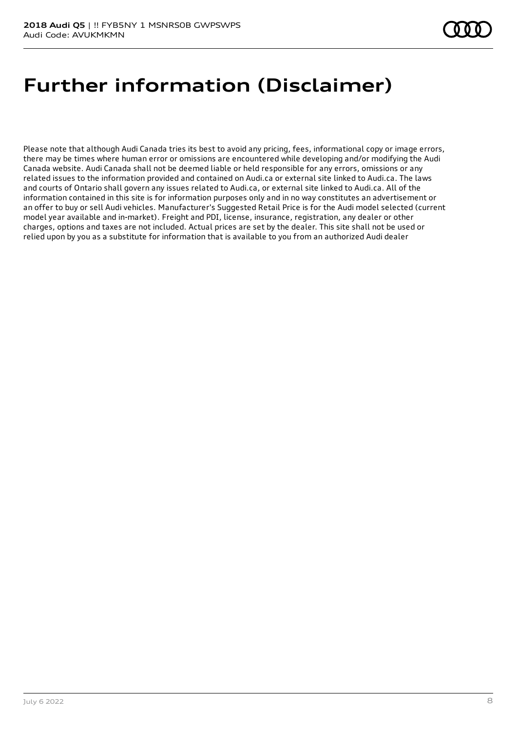# Further information (Disclaimer)

Please note that although Audi Canada tries its best to avoid any pricing, fees, informational copy or image errors, there may be times where human error or omissions are encountered while developing and/or modifying the Audi Canada website. Audi Canada shall not be deemed liable or held responsible for any errors, omissions or any related issues to the information provided and contained on Audi.ca or external site linked to Audi.ca. The laws and courts of Ontario shall govern any issues related to Audi.ca, or external site linked to Audi.ca. All of the information contained in this site is for information purposes only and in no way constitutes an advertisement or an offer to buy or sell Audi vehicles. Manufacturer's Suggested Retail Price is for the Audi model selected (current model year available and in-market). Freight and PDI, license, insurance, registration, any dealer or other charges, options and taxes are not included. Actual prices are set by the dealer. This site shall not be used or relied upon by you as a substitute for information that is available to you from an authorized Audi dealer